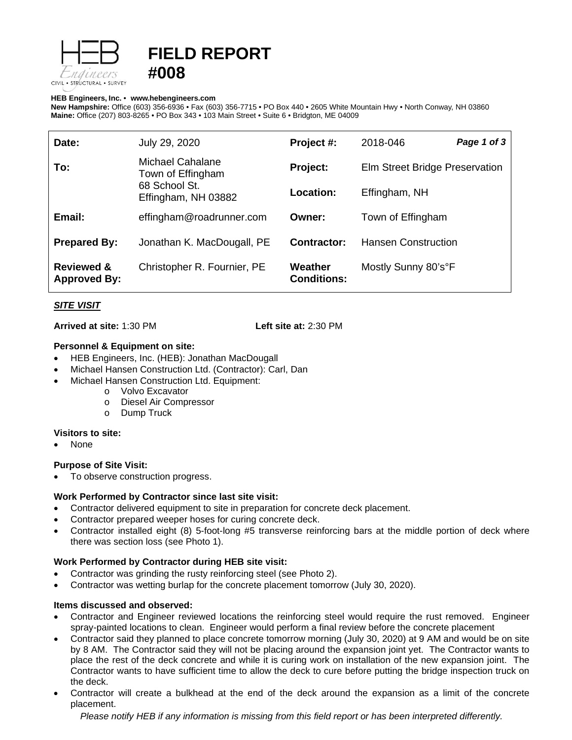# FIELD REPORT #008

**HEB Engineers, Inc.** • **www.hebengineers.com**
**New Hampshire:** Office (603) 356-6936 • Fax (603) 356-7715 • PO Box 440 • 2605 White Mountain Hwy • North Conway, NH 03860
**Maine:** Office (207) 803-8265 • PO Box 343 • 103 Main Street • Suite 6 • Bridgton, ME 04009

| | | | |
|---|---|---|---|
| **Date:** | July 29, 2020 | **Project #:** | 2018-046 |
| **To:** | Michael Cahalane<br>Town of Effingham<br>68 School St.<br>Effingham, NH 03882 | **Project:** | Elm Street Bridge Preservation |
| | | **Location:** | Effingham, NH |
| **Email:** | effingham@roadrunner.com | **Owner:** | Town of Effingham |
| **Prepared By:** | Jonathan K. MacDougall, PE | **Contractor:** | Hansen Construction |
| **Reviewed & Approved By:** | Christopher R. Fournier, PE | **Weather Conditions:** | Mostly Sunny 80's°F |

## *SITE VISIT*

**Arrived at site:** 1:30 PM **Left site at:** 2:30 PM

### Personnel & Equipment on site:

- HEB Engineers, Inc. (HEB): Jonathan MacDougall
- Michael Hansen Construction Ltd. (Contractor): Carl, Dan
- Michael Hansen Construction Ltd. Equipment:
  - Volvo Excavator
  - Diesel Air Compressor
  - Dump Truck

### Visitors to site:

- None

### Purpose of Site Visit:

- To observe construction progress.

### Work Performed by Contractor since last site visit:

- Contractor delivered equipment to site in preparation for concrete deck placement.
- Contractor prepared weeper hoses for curing concrete deck.
- Contractor installed eight (8) 5-foot-long #5 transverse reinforcing bars at the middle portion of deck where there was section loss (see Photo 1).

### Work Performed by Contractor during HEB site visit:

- Contractor was grinding the rusty reinforcing steel (see Photo 2).
- Contractor was wetting burlap for the concrete placement tomorrow (July 30, 2020).

### Items discussed and observed:

- Contractor and Engineer reviewed locations the reinforcing steel would require the rust removed. Engineer spray-painted locations to clean. Engineer would perform a final review before the concrete placement
- Contractor said they planned to place concrete tomorrow morning (July 30, 2020) at 9 AM and would be on site by 8 AM. The Contractor said they will not be placing around the expansion joint yet. The Contractor wants to place the rest of the deck concrete and while it is curing work on installation of the new expansion joint. The Contractor wants to have sufficient time to allow the deck to cure before putting the bridge inspection truck on the deck.
- Contractor will create a bulkhead at the end of the deck around the expansion as a limit of the concrete placement.

*Please notify HEB if any information is missing from this field report or has been interpreted differently.*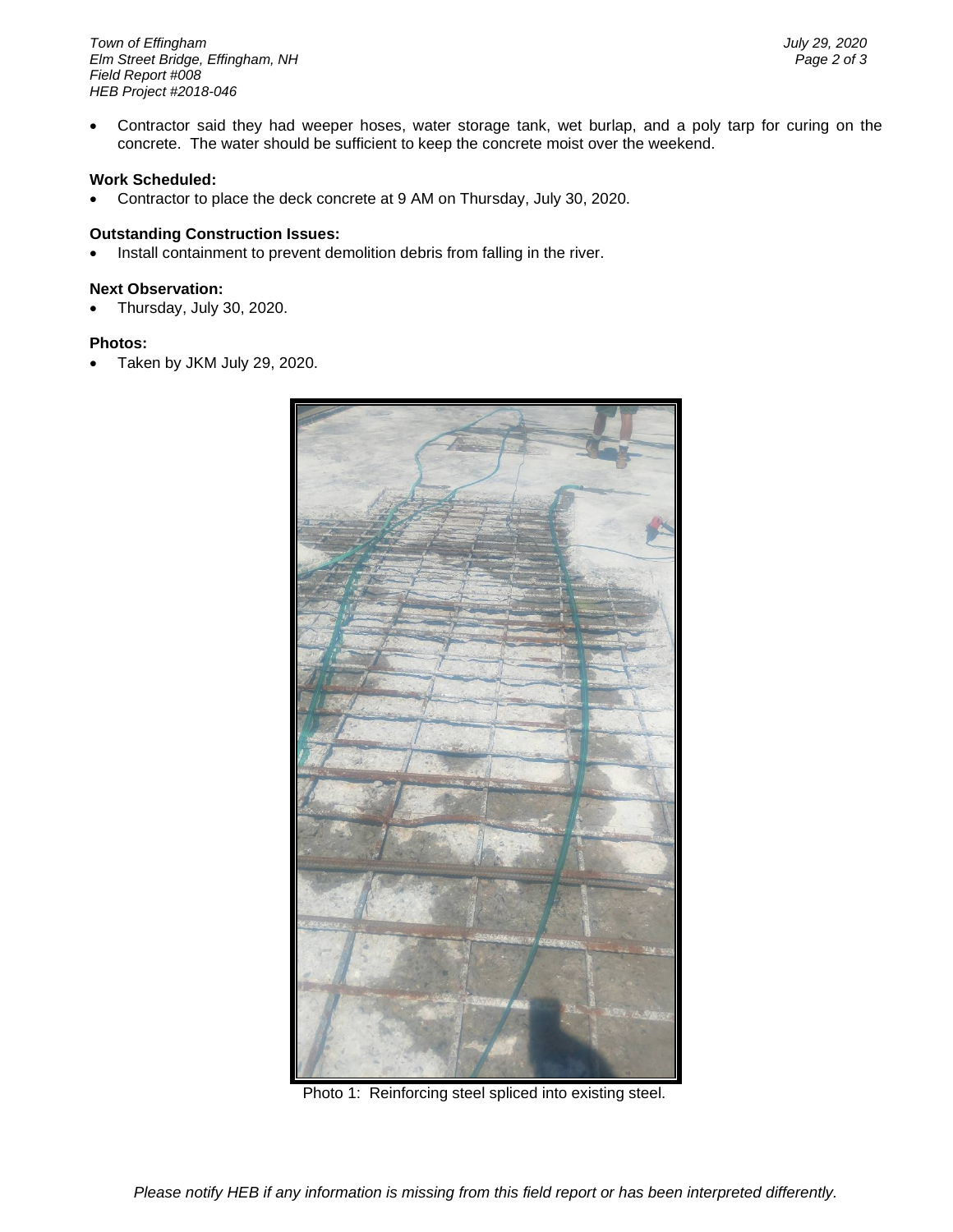- Contractor said they had weeper hoses, water storage tank, wet burlap, and a poly tarp for curing on the concrete. The water should be sufficient to keep the concrete moist over the weekend.

**Work Scheduled:**

- Contractor to place the deck concrete at 9 AM on Thursday, July 30, 2020.

**Outstanding Construction Issues:**

- Install containment to prevent demolition debris from falling in the river.

**Next Observation:**

- Thursday, July 30, 2020.

**Photos:**

- Taken by JKM July 29, 2020.

Photo 1: Reinforcing steel spliced into existing steel.

*Please notify HEB if any information is missing from this field report or has been interpreted differently.*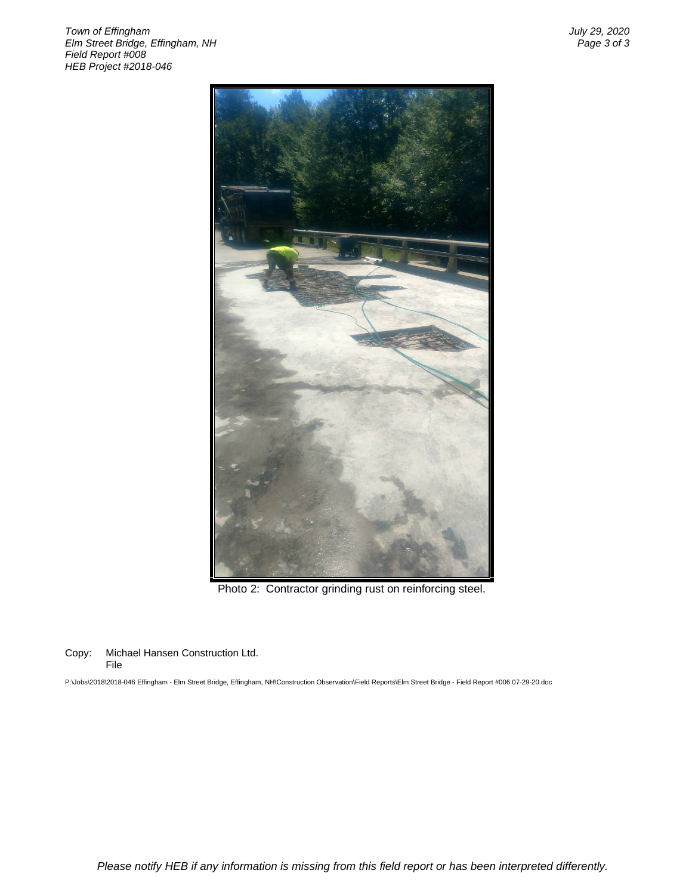Photo 2: Contractor grinding rust on reinforcing steel.

Copy: Michael Hansen Construction Ltd.
File

P:\Jobs\2018\2018-046 Effingham - Elm Street Bridge, Effingham, NH\Construction Observation\Field Reports\Elm Street Bridge - Field Report #006 07-29-20.doc

*Please notify HEB if any information is missing from this field report or has been interpreted differently.*